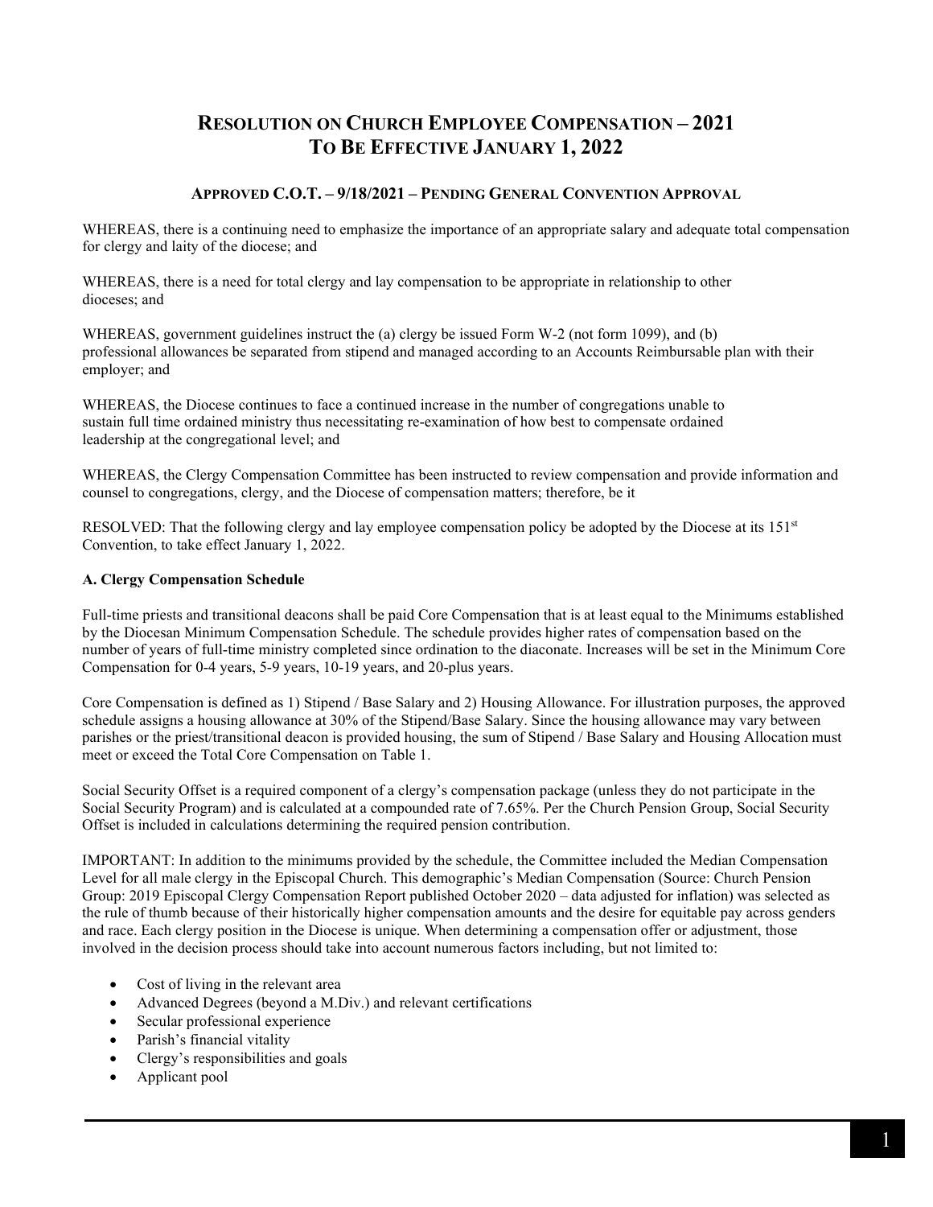# Resolution on Church Employee Compensation – 2021
# To Be Effective January 1, 2022

### Approved C.O.T. – 9/18/2021 – Pending General Convention Approval

WHEREAS, there is a continuing need to emphasize the importance of an appropriate salary and adequate total compensation for clergy and laity of the diocese; and

WHEREAS, there is a need for total clergy and lay compensation to be appropriate in relationship to other dioceses; and

WHEREAS, government guidelines instruct the (a) clergy be issued Form W-2 (not form 1099), and (b) professional allowances be separated from stipend and managed according to an Accounts Reimbursable plan with their employer; and

WHEREAS, the Diocese continues to face a continued increase in the number of congregations unable to sustain full time ordained ministry thus necessitating re-examination of how best to compensate ordained leadership at the congregational level; and

WHEREAS, the Clergy Compensation Committee has been instructed to review compensation and provide information and counsel to congregations, clergy, and the Diocese of compensation matters; therefore, be it

RESOLVED: That the following clergy and lay employee compensation policy be adopted by the Diocese at its 151st Convention, to take effect January 1, 2022.

**A. Clergy Compensation Schedule**

Full-time priests and transitional deacons shall be paid Core Compensation that is at least equal to the Minimums established by the Diocesan Minimum Compensation Schedule. The schedule provides higher rates of compensation based on the number of years of full-time ministry completed since ordination to the diaconate. Increases will be set in the Minimum Core Compensation for 0-4 years, 5-9 years, 10-19 years, and 20-plus years.

Core Compensation is defined as 1) Stipend / Base Salary and 2) Housing Allowance. For illustration purposes, the approved schedule assigns a housing allowance at 30% of the Stipend/Base Salary. Since the housing allowance may vary between parishes or the priest/transitional deacon is provided housing, the sum of Stipend / Base Salary and Housing Allocation must meet or exceed the Total Core Compensation on Table 1.

Social Security Offset is a required component of a clergy's compensation package (unless they do not participate in the Social Security Program) and is calculated at a compounded rate of 7.65%. Per the Church Pension Group, Social Security Offset is included in calculations determining the required pension contribution.

IMPORTANT: In addition to the minimums provided by the schedule, the Committee included the Median Compensation Level for all male clergy in the Episcopal Church. This demographic's Median Compensation (Source: Church Pension Group: 2019 Episcopal Clergy Compensation Report published October 2020 – data adjusted for inflation) was selected as the rule of thumb because of their historically higher compensation amounts and the desire for equitable pay across genders and race. Each clergy position in the Diocese is unique. When determining a compensation offer or adjustment, those involved in the decision process should take into account numerous factors including, but not limited to:

- Cost of living in the relevant area
- Advanced Degrees (beyond a M.Div.) and relevant certifications
- Secular professional experience
- Parish's financial vitality
- Clergy's responsibilities and goals
- Applicant pool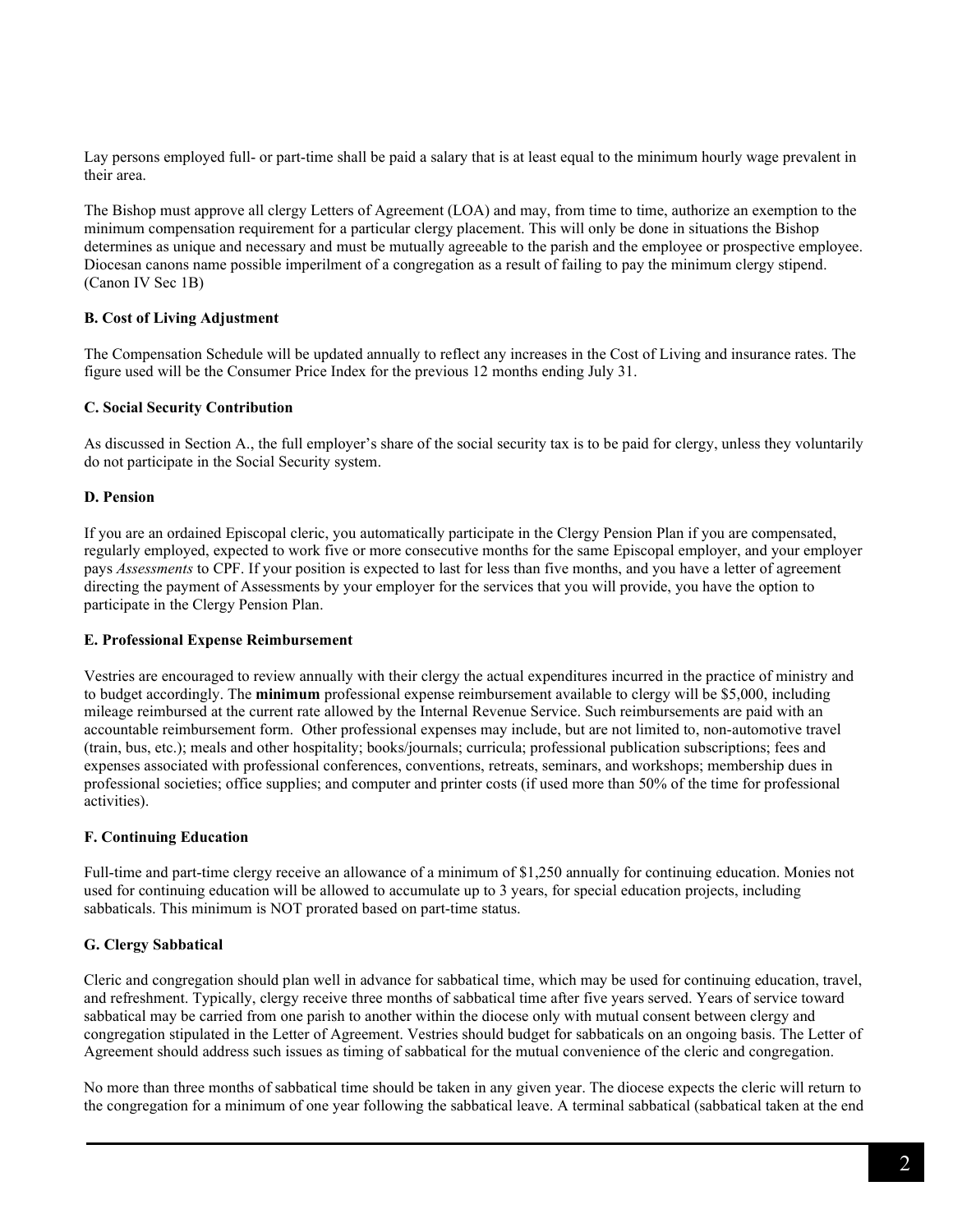Lay persons employed full- or part-time shall be paid a salary that is at least equal to the minimum hourly wage prevalent in their area.

The Bishop must approve all clergy Letters of Agreement (LOA) and may, from time to time, authorize an exemption to the minimum compensation requirement for a particular clergy placement. This will only be done in situations the Bishop determines as unique and necessary and must be mutually agreeable to the parish and the employee or prospective employee. Diocesan canons name possible imperilment of a congregation as a result of failing to pay the minimum clergy stipend. (Canon IV Sec 1B)

**B. Cost of Living Adjustment**

The Compensation Schedule will be updated annually to reflect any increases in the Cost of Living and insurance rates. The figure used will be the Consumer Price Index for the previous 12 months ending July 31.

**C. Social Security Contribution**

As discussed in Section A., the full employer's share of the social security tax is to be paid for clergy, unless they voluntarily do not participate in the Social Security system.

**D. Pension**

If you are an ordained Episcopal cleric, you automatically participate in the Clergy Pension Plan if you are compensated, regularly employed, expected to work five or more consecutive months for the same Episcopal employer, and your employer pays *Assessments* to CPF. If your position is expected to last for less than five months, and you have a letter of agreement directing the payment of Assessments by your employer for the services that you will provide, you have the option to participate in the Clergy Pension Plan.

**E. Professional Expense Reimbursement**

Vestries are encouraged to review annually with their clergy the actual expenditures incurred in the practice of ministry and to budget accordingly. The **minimum** professional expense reimbursement available to clergy will be $5,000, including mileage reimbursed at the current rate allowed by the Internal Revenue Service. Such reimbursements are paid with an accountable reimbursement form. Other professional expenses may include, but are not limited to, non-automotive travel (train, bus, etc.); meals and other hospitality; books/journals; curricula; professional publication subscriptions; fees and expenses associated with professional conferences, conventions, retreats, seminars, and workshops; membership dues in professional societies; office supplies; and computer and printer costs (if used more than 50% of the time for professional activities).

**F. Continuing Education**

Full-time and part-time clergy receive an allowance of a minimum of $1,250 annually for continuing education. Monies not used for continuing education will be allowed to accumulate up to 3 years, for special education projects, including sabbaticals. This minimum is NOT prorated based on part-time status.

**G. Clergy Sabbatical**

Cleric and congregation should plan well in advance for sabbatical time, which may be used for continuing education, travel, and refreshment. Typically, clergy receive three months of sabbatical time after five years served. Years of service toward sabbatical may be carried from one parish to another within the diocese only with mutual consent between clergy and congregation stipulated in the Letter of Agreement. Vestries should budget for sabbaticals on an ongoing basis. The Letter of Agreement should address such issues as timing of sabbatical for the mutual convenience of the cleric and congregation.

No more than three months of sabbatical time should be taken in any given year. The diocese expects the cleric will return to the congregation for a minimum of one year following the sabbatical leave. A terminal sabbatical (sabbatical taken at the end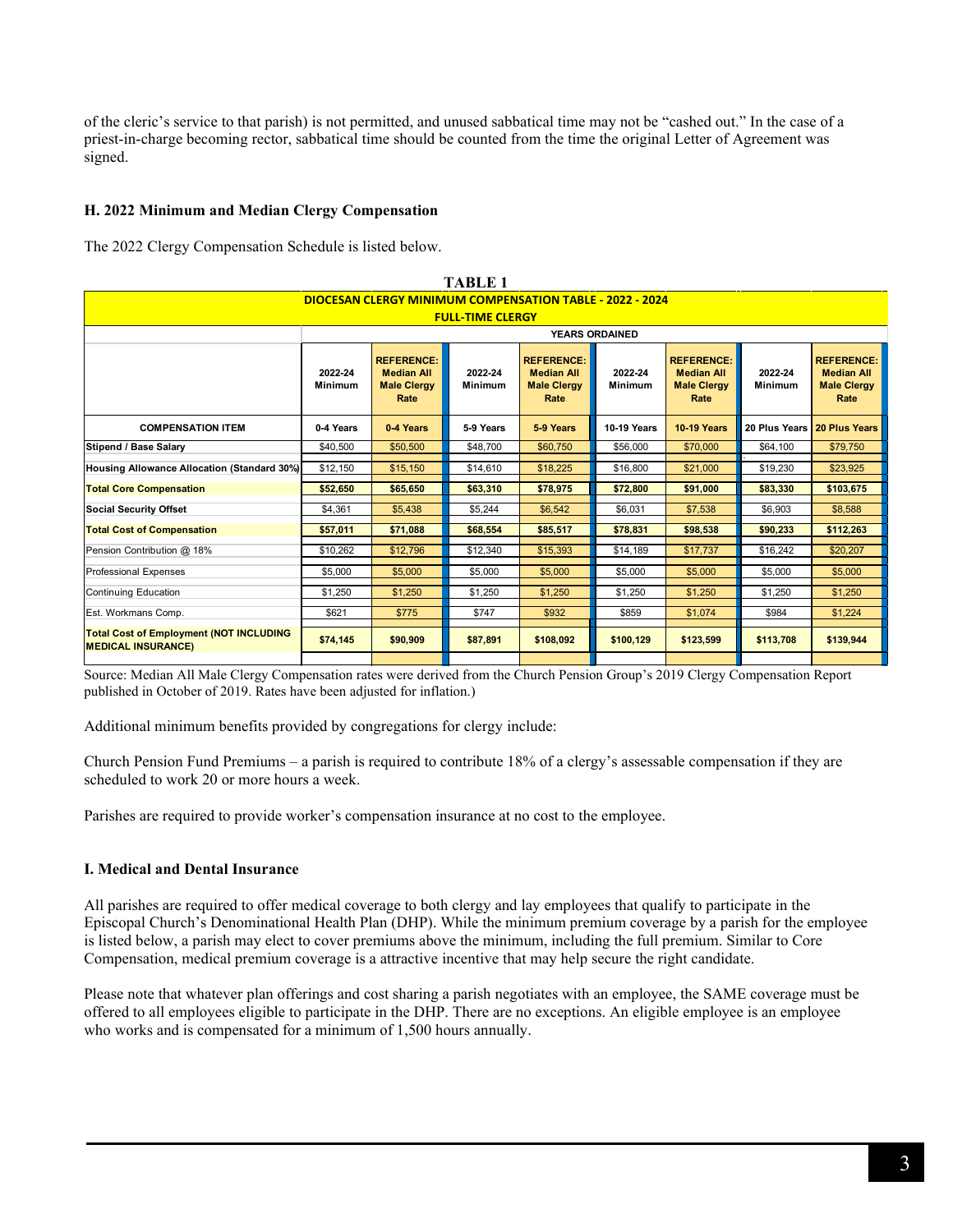of the cleric's service to that parish) is not permitted, and unused sabbatical time may not be "cashed out." In the case of a priest-in-charge becoming rector, sabbatical time should be counted from the time the original Letter of Agreement was signed.

### H. 2022 Minimum and Median Clergy Compensation

The 2022 Clergy Compensation Schedule is listed below.

**TABLE 1**

| DIOCESAN CLERGY MINIMUM COMPENSATION TABLE - 2022 - 2024 FULL-TIME CLERGY | | | | | | | | |
|---|---|---|---|---|---|---|---|---|
| | YEARS ORDAINED | | | | | | | |
| | 2022-24 Minimum | REFERENCE: Median All Male Clergy Rate | 2022-24 Minimum | REFERENCE: Median All Male Clergy Rate | 2022-24 Minimum | REFERENCE: Median All Male Clergy Rate | 2022-24 Minimum | REFERENCE: Median All Male Clergy Rate |
| **COMPENSATION ITEM** | **0-4 Years** | **0-4 Years** | **5-9 Years** | **5-9 Years** | **10-19 Years** | **10-19 Years** | **20 Plus Years** | **20 Plus Years** |
| **Stipend / Base Salary** | $40,500 | $50,500 | $48,700 | $60,750 | $56,000 | $70,000 | $64,100 | $79,750 |
| **Housing Allowance Allocation (Standard 30%)** | $12,150 | $15,150 | $14,610 | $18,225 | $16,800 | $21,000 | $19,230 | $23,925 |
| **Total Core Compensation** | **$52,650** | **$65,650** | **$63,310** | **$78,975** | **$72,800** | **$91,000** | **$83,330** | **$103,675** |
| **Social Security Offset** | $4,361 | $5,438 | $5,244 | $6,542 | $6,031 | $7,538 | $6,903 | $8,588 |
| **Total Cost of Compensation** | **$57,011** | **$71,088** | **$68,554** | **$85,517** | **$78,831** | **$98,538** | **$90,233** | **$112,263** |
| Pension Contribution @ 18% | $10,262 | $12,796 | $12,340 | $15,393 | $14,189 | $17,737 | $16,242 | $20,207 |
| Professional Expenses | $5,000 | $5,000 | $5,000 | $5,000 | $5,000 | $5,000 | $5,000 | $5,000 |
| Continuing Education | $1,250 | $1,250 | $1,250 | $1,250 | $1,250 | $1,250 | $1,250 | $1,250 |
| Est. Workmans Comp. | $621 | $775 | $747 | $932 | $859 | $1,074 | $984 | $1,224 |
| **Total Cost of Employment (NOT INCLUDING MEDICAL INSURANCE)** | **$74,145** | **$90,909** | **$87,891** | **$108,092** | **$100,129** | **$123,599** | **$113,708** | **$139,944** |

Source: Median All Male Clergy Compensation rates were derived from the Church Pension Group's 2019 Clergy Compensation Report published in October of 2019. Rates have been adjusted for inflation.)

Additional minimum benefits provided by congregations for clergy include:

Church Pension Fund Premiums – a parish is required to contribute 18% of a clergy's assessable compensation if they are scheduled to work 20 or more hours a week.

Parishes are required to provide worker's compensation insurance at no cost to the employee.

### I. Medical and Dental Insurance

All parishes are required to offer medical coverage to both clergy and lay employees that qualify to participate in the Episcopal Church's Denominational Health Plan (DHP). While the minimum premium coverage by a parish for the employee is listed below, a parish may elect to cover premiums above the minimum, including the full premium. Similar to Core Compensation, medical premium coverage is a attractive incentive that may help secure the right candidate.

Please note that whatever plan offerings and cost sharing a parish negotiates with an employee, the SAME coverage must be offered to all employees eligible to participate in the DHP. There are no exceptions. An eligible employee is an employee who works and is compensated for a minimum of 1,500 hours annually.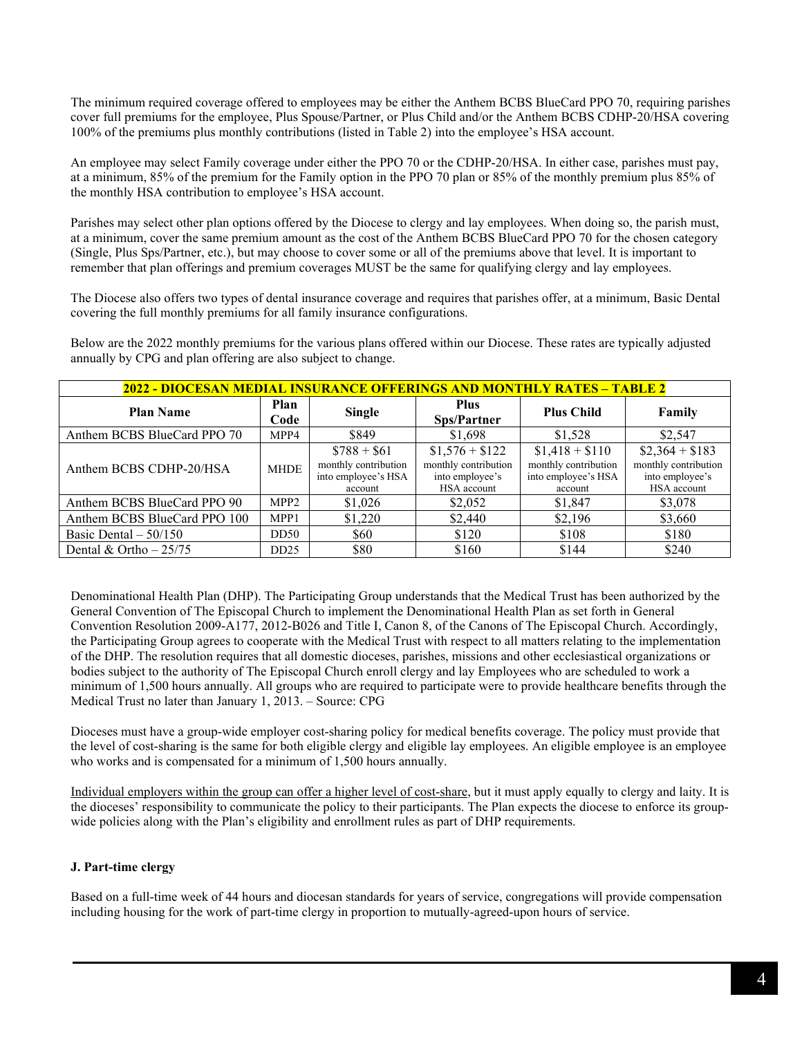The minimum required coverage offered to employees may be either the Anthem BCBS BlueCard PPO 70, requiring parishes cover full premiums for the employee, Plus Spouse/Partner, or Plus Child and/or the Anthem BCBS CDHP-20/HSA covering 100% of the premiums plus monthly contributions (listed in Table 2) into the employee's HSA account.

An employee may select Family coverage under either the PPO 70 or the CDHP-20/HSA. In either case, parishes must pay, at a minimum, 85% of the premium for the Family option in the PPO 70 plan or 85% of the monthly premium plus 85% of the monthly HSA contribution to employee's HSA account.

Parishes may select other plan options offered by the Diocese to clergy and lay employees. When doing so, the parish must, at a minimum, cover the same premium amount as the cost of the Anthem BCBS BlueCard PPO 70 for the chosen category (Single, Plus Sps/Partner, etc.), but may choose to cover some or all of the premiums above that level. It is important to remember that plan offerings and premium coverages MUST be the same for qualifying clergy and lay employees.

The Diocese also offers two types of dental insurance coverage and requires that parishes offer, at a minimum, Basic Dental covering the full monthly premiums for all family insurance configurations.

Below are the 2022 monthly premiums for the various plans offered within our Diocese. These rates are typically adjusted annually by CPG and plan offering are also subject to change.

| **2022 - DIOCESAN MEDIAL INSURANCE OFFERINGS AND MONTHLY RATES – TABLE 2** | | | | | |
|---|---|---|---|---|---|
| **Plan Name** | **Plan Code** | **Single** | **Plus Sps/Partner** | **Plus Child** | **Family** |
| Anthem BCBS BlueCard PPO 70 | MPP4 | $849 | $1,698 | $1,528 | $2,547 |
| Anthem BCBS CDHP-20/HSA | MHDE | $788 + $61 monthly contribution into employee's HSA account | $1,576 + $122 monthly contribution into employee's HSA account | $1,418 + $110 monthly contribution into employee's HSA account | $2,364 + $183 monthly contribution into employee's HSA account |
| Anthem BCBS BlueCard PPO 90 | MPP2 | $1,026 | $2,052 | $1,847 | $3,078 |
| Anthem BCBS BlueCard PPO 100 | MPP1 | $1,220 | $2,440 | $2,196 | $3,660 |
| Basic Dental – 50/150 | DD50 | $60 | $120 | $108 | $180 |
| Dental & Ortho – 25/75 | DD25 | $80 | $160 | $144 | $240 |

Denominational Health Plan (DHP). The Participating Group understands that the Medical Trust has been authorized by the General Convention of The Episcopal Church to implement the Denominational Health Plan as set forth in General Convention Resolution 2009-A177, 2012-B026 and Title I, Canon 8, of the Canons of The Episcopal Church. Accordingly, the Participating Group agrees to cooperate with the Medical Trust with respect to all matters relating to the implementation of the DHP. The resolution requires that all domestic dioceses, parishes, missions and other ecclesiastical organizations or bodies subject to the authority of The Episcopal Church enroll clergy and lay Employees who are scheduled to work a minimum of 1,500 hours annually. All groups who are required to participate were to provide healthcare benefits through the Medical Trust no later than January 1, 2013. – Source: CPG

Dioceses must have a group-wide employer cost-sharing policy for medical benefits coverage. The policy must provide that the level of cost-sharing is the same for both eligible clergy and eligible lay employees. An eligible employee is an employee who works and is compensated for a minimum of 1,500 hours annually.

<u>Individual employers within the group can offer a higher level of cost-share</u>, but it must apply equally to clergy and laity. It is the dioceses' responsibility to communicate the policy to their participants. The Plan expects the diocese to enforce its group-wide policies along with the Plan's eligibility and enrollment rules as part of DHP requirements.

### J. Part-time clergy

Based on a full-time week of 44 hours and diocesan standards for years of service, congregations will provide compensation including housing for the work of part-time clergy in proportion to mutually-agreed-upon hours of service.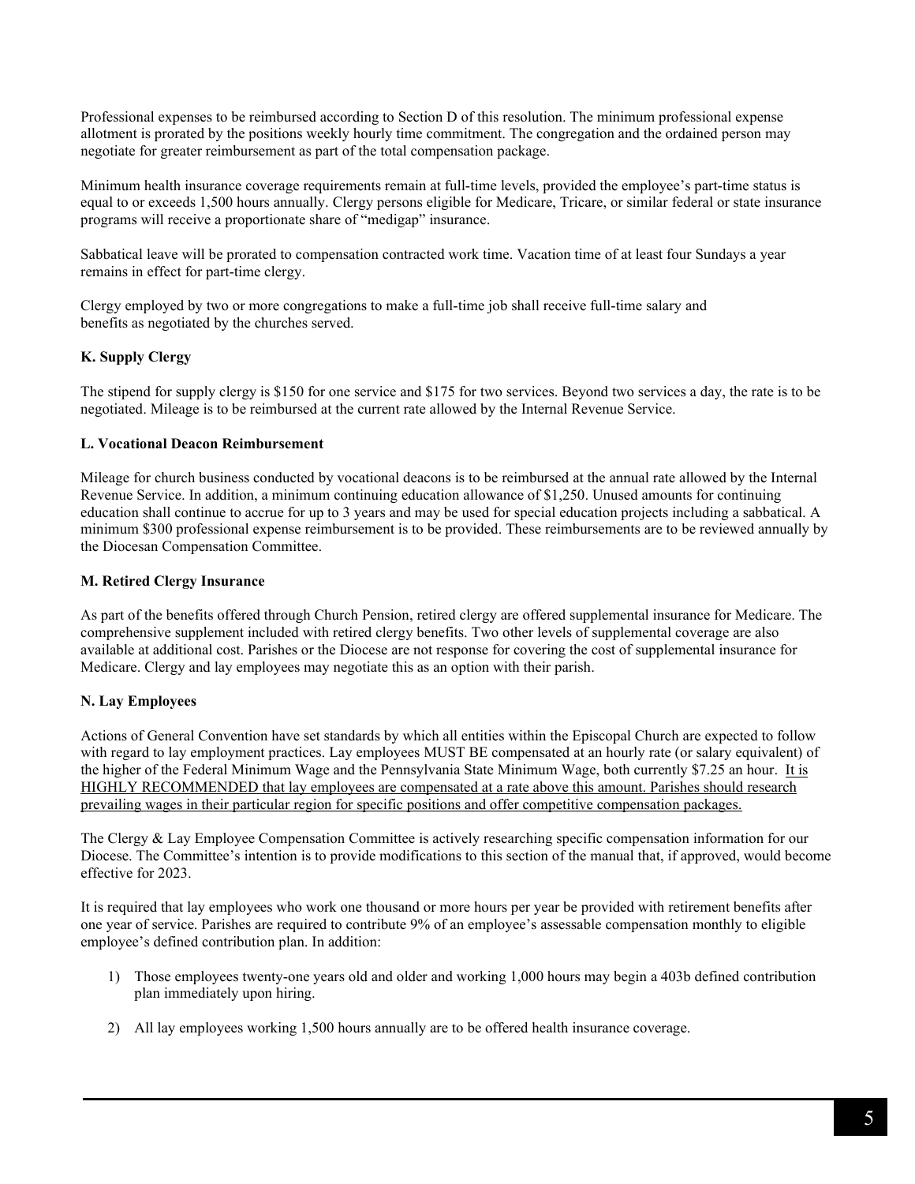Professional expenses to be reimbursed according to Section D of this resolution. The minimum professional expense allotment is prorated by the positions weekly hourly time commitment. The congregation and the ordained person may negotiate for greater reimbursement as part of the total compensation package.

Minimum health insurance coverage requirements remain at full-time levels, provided the employee's part-time status is equal to or exceeds 1,500 hours annually. Clergy persons eligible for Medicare, Tricare, or similar federal or state insurance programs will receive a proportionate share of "medigap" insurance.

Sabbatical leave will be prorated to compensation contracted work time. Vacation time of at least four Sundays a year remains in effect for part-time clergy.

Clergy employed by two or more congregations to make a full-time job shall receive full-time salary and benefits as negotiated by the churches served.

**K. Supply Clergy**

The stipend for supply clergy is $150 for one service and $175 for two services. Beyond two services a day, the rate is to be negotiated. Mileage is to be reimbursed at the current rate allowed by the Internal Revenue Service.

**L. Vocational Deacon Reimbursement**

Mileage for church business conducted by vocational deacons is to be reimbursed at the annual rate allowed by the Internal Revenue Service. In addition, a minimum continuing education allowance of $1,250. Unused amounts for continuing education shall continue to accrue for up to 3 years and may be used for special education projects including a sabbatical. A minimum $300 professional expense reimbursement is to be provided. These reimbursements are to be reviewed annually by the Diocesan Compensation Committee.

**M. Retired Clergy Insurance**

As part of the benefits offered through Church Pension, retired clergy are offered supplemental insurance for Medicare. The comprehensive supplement included with retired clergy benefits. Two other levels of supplemental coverage are also available at additional cost. Parishes or the Diocese are not response for covering the cost of supplemental insurance for Medicare. Clergy and lay employees may negotiate this as an option with their parish.

**N. Lay Employees**

Actions of General Convention have set standards by which all entities within the Episcopal Church are expected to follow with regard to lay employment practices. Lay employees MUST BE compensated at an hourly rate (or salary equivalent) of the higher of the Federal Minimum Wage and the Pennsylvania State Minimum Wage, both currently $7.25 an hour. It is HIGHLY RECOMMENDED that lay employees are compensated at a rate above this amount. Parishes should research prevailing wages in their particular region for specific positions and offer competitive compensation packages.

The Clergy & Lay Employee Compensation Committee is actively researching specific compensation information for our Diocese. The Committee's intention is to provide modifications to this section of the manual that, if approved, would become effective for 2023.

It is required that lay employees who work one thousand or more hours per year be provided with retirement benefits after one year of service. Parishes are required to contribute 9% of an employee's assessable compensation monthly to eligible employee's defined contribution plan. In addition:

1) Those employees twenty-one years old and older and working 1,000 hours may begin a 403b defined contribution plan immediately upon hiring.

2) All lay employees working 1,500 hours annually are to be offered health insurance coverage.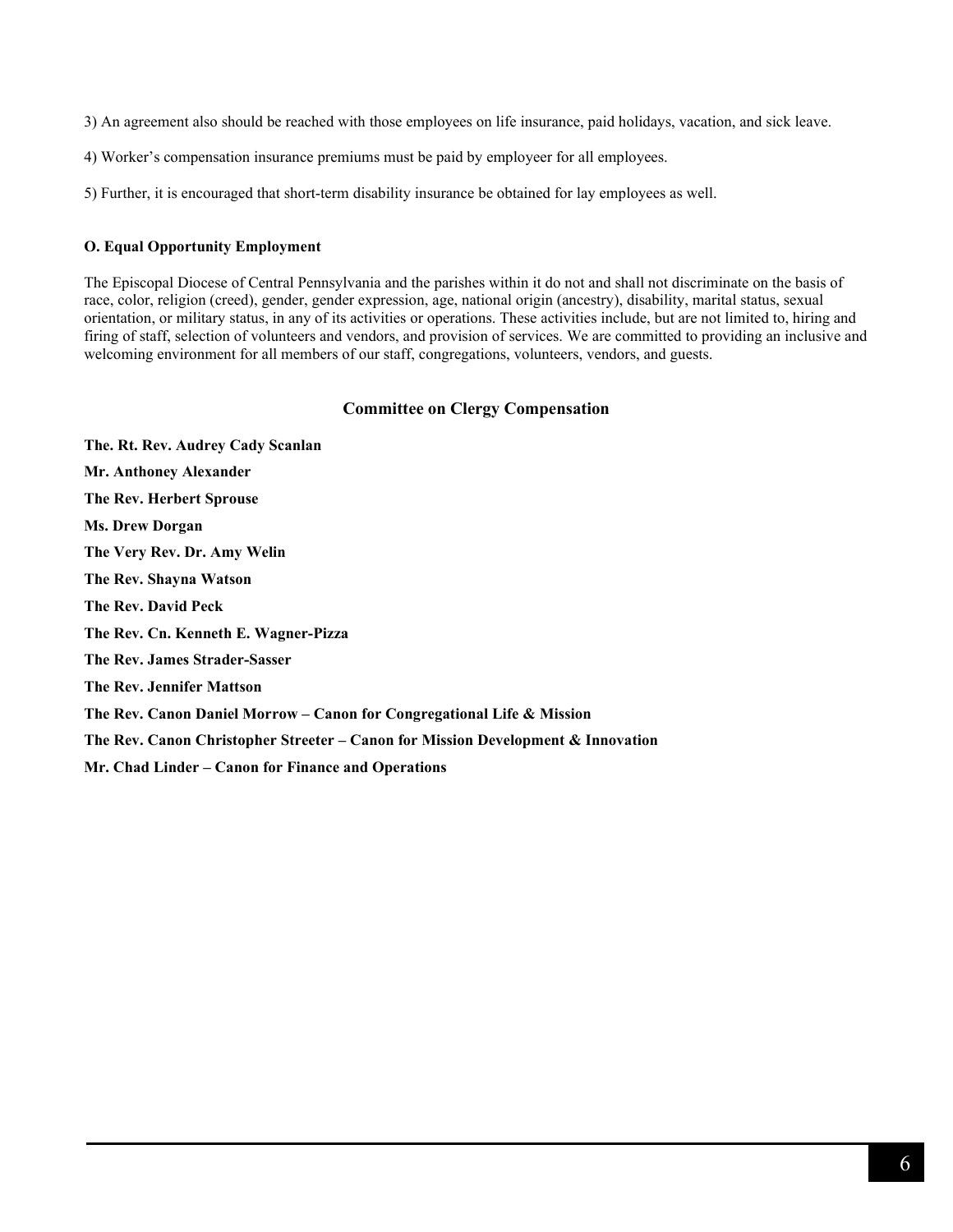3) An agreement also should be reached with those employees on life insurance, paid holidays, vacation, and sick leave.

4) Worker's compensation insurance premiums must be paid by employeer for all employees.

5) Further, it is encouraged that short-term disability insurance be obtained for lay employees as well.

**O. Equal Opportunity Employment**

The Episcopal Diocese of Central Pennsylvania and the parishes within it do not and shall not discriminate on the basis of race, color, religion (creed), gender, gender expression, age, national origin (ancestry), disability, marital status, sexual orientation, or military status, in any of its activities or operations. These activities include, but are not limited to, hiring and firing of staff, selection of volunteers and vendors, and provision of services. We are committed to providing an inclusive and welcoming environment for all members of our staff, congregations, volunteers, vendors, and guests.

## Committee on Clergy Compensation

**The. Rt. Rev. Audrey Cady Scanlan**

**Mr. Anthoney Alexander**

**The Rev. Herbert Sprouse**

**Ms. Drew Dorgan**

**The Very Rev. Dr. Amy Welin**

**The Rev. Shayna Watson**

**The Rev. David Peck**

**The Rev. Cn. Kenneth E. Wagner-Pizza**

**The Rev. James Strader-Sasser**

**The Rev. Jennifer Mattson**

**The Rev. Canon Daniel Morrow – Canon for Congregational Life & Mission**

**The Rev. Canon Christopher Streeter – Canon for Mission Development & Innovation**

**Mr. Chad Linder – Canon for Finance and Operations**